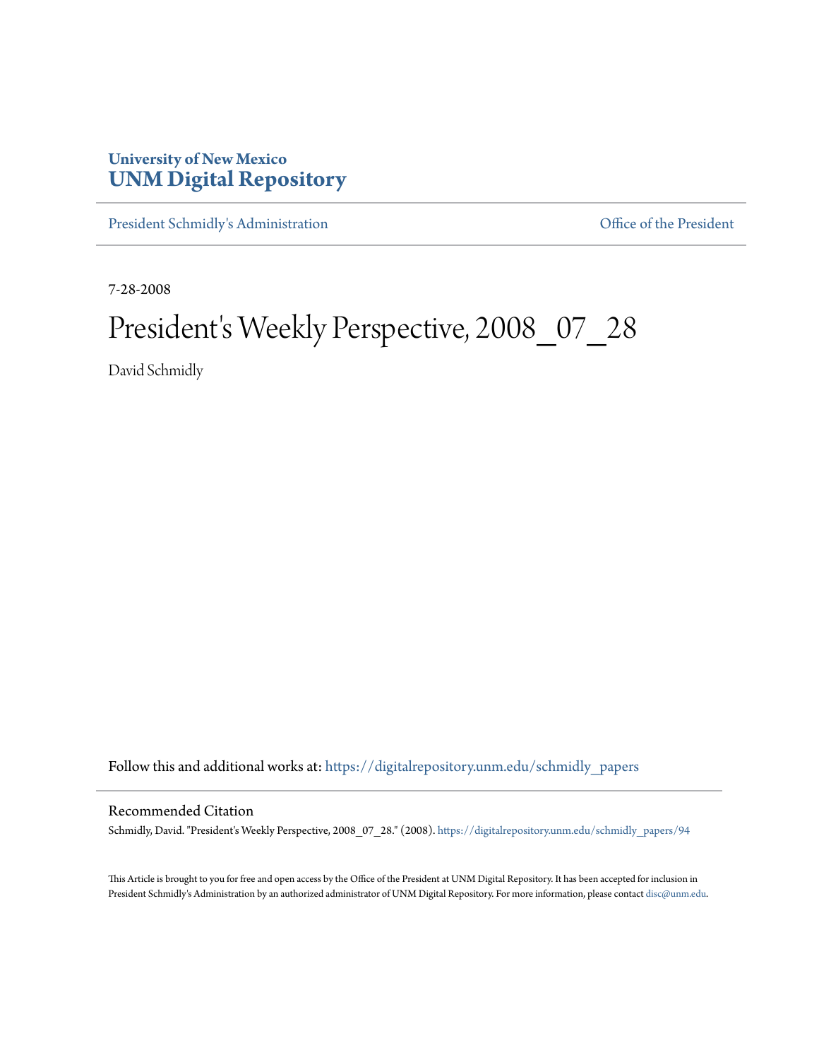University of New Mexico
# UNM Digital Repository

President Schmidly's Administration | Office of the President

7-28-2008

# President's Weekly Perspective, 2008_07_28

David Schmidly

Follow this and additional works at: https://digitalrepository.unm.edu/schmidly_papers

## Recommended Citation

Schmidly, David. "President's Weekly Perspective, 2008_07_28." (2008). https://digitalrepository.unm.edu/schmidly_papers/94

This Article is brought to you for free and open access by the Office of the President at UNM Digital Repository. It has been accepted for inclusion in President Schmidly's Administration by an authorized administrator of UNM Digital Repository. For more information, please contact disc@unm.edu.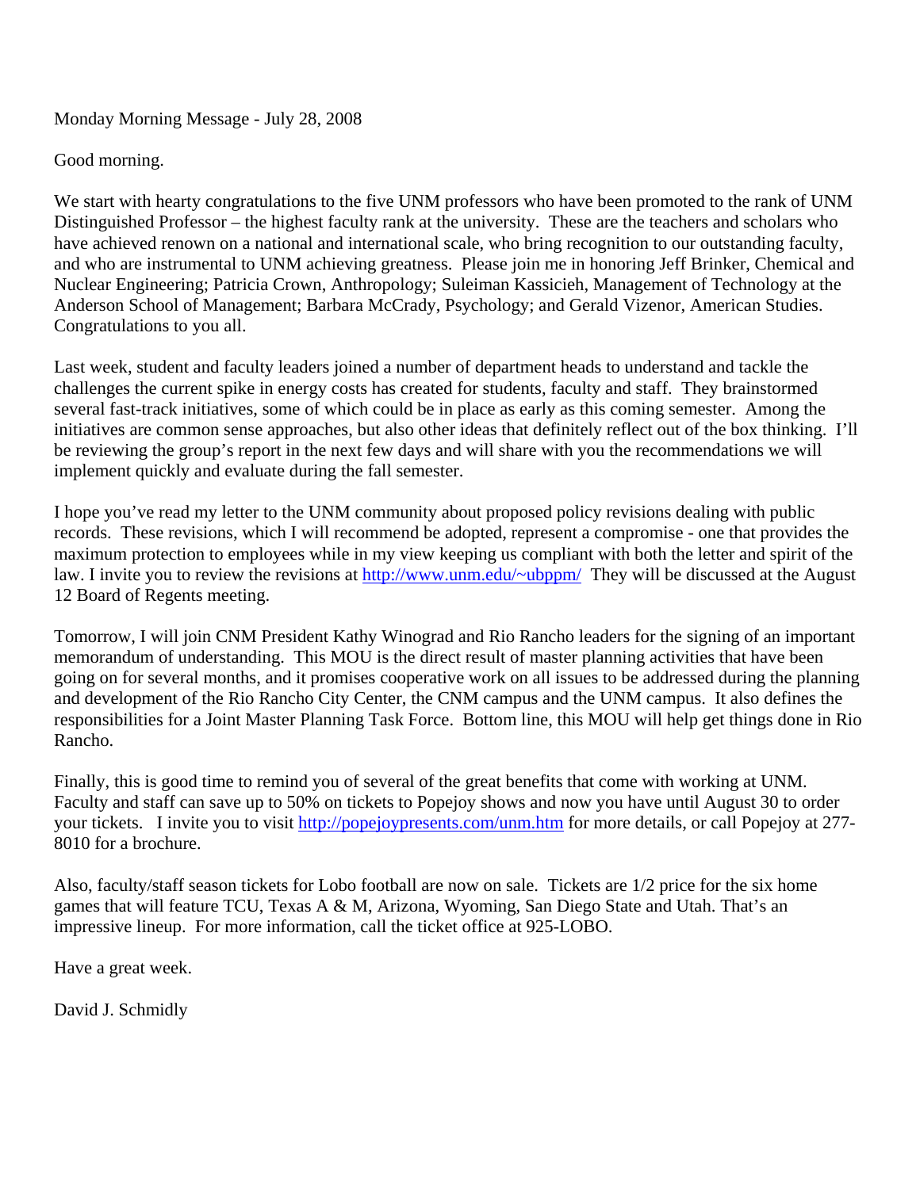Monday Morning Message - July 28, 2008

Good morning.

We start with hearty congratulations to the five UNM professors who have been promoted to the rank of UNM Distinguished Professor – the highest faculty rank at the university. These are the teachers and scholars who have achieved renown on a national and international scale, who bring recognition to our outstanding faculty, and who are instrumental to UNM achieving greatness. Please join me in honoring Jeff Brinker, Chemical and Nuclear Engineering; Patricia Crown, Anthropology; Suleiman Kassicieh, Management of Technology at the Anderson School of Management; Barbara McCrady, Psychology; and Gerald Vizenor, American Studies. Congratulations to you all.

Last week, student and faculty leaders joined a number of department heads to understand and tackle the challenges the current spike in energy costs has created for students, faculty and staff. They brainstormed several fast-track initiatives, some of which could be in place as early as this coming semester. Among the initiatives are common sense approaches, but also other ideas that definitely reflect out of the box thinking. I'll be reviewing the group's report in the next few days and will share with you the recommendations we will implement quickly and evaluate during the fall semester.

I hope you've read my letter to the UNM community about proposed policy revisions dealing with public records. These revisions, which I will recommend be adopted, represent a compromise - one that provides the maximum protection to employees while in my view keeping us compliant with both the letter and spirit of the law. I invite you to review the revisions at http://www.unm.edu/~ubppm/ They will be discussed at the August 12 Board of Regents meeting.

Tomorrow, I will join CNM President Kathy Winograd and Rio Rancho leaders for the signing of an important memorandum of understanding. This MOU is the direct result of master planning activities that have been going on for several months, and it promises cooperative work on all issues to be addressed during the planning and development of the Rio Rancho City Center, the CNM campus and the UNM campus. It also defines the responsibilities for a Joint Master Planning Task Force. Bottom line, this MOU will help get things done in Rio Rancho.

Finally, this is good time to remind you of several of the great benefits that come with working at UNM. Faculty and staff can save up to 50% on tickets to Popejoy shows and now you have until August 30 to order your tickets. I invite you to visit http://popejoypresents.com/unm.htm for more details, or call Popejoy at 277-8010 for a brochure.

Also, faculty/staff season tickets for Lobo football are now on sale. Tickets are 1/2 price for the six home games that will feature TCU, Texas A & M, Arizona, Wyoming, San Diego State and Utah. That's an impressive lineup. For more information, call the ticket office at 925-LOBO.

Have a great week.

David J. Schmidly